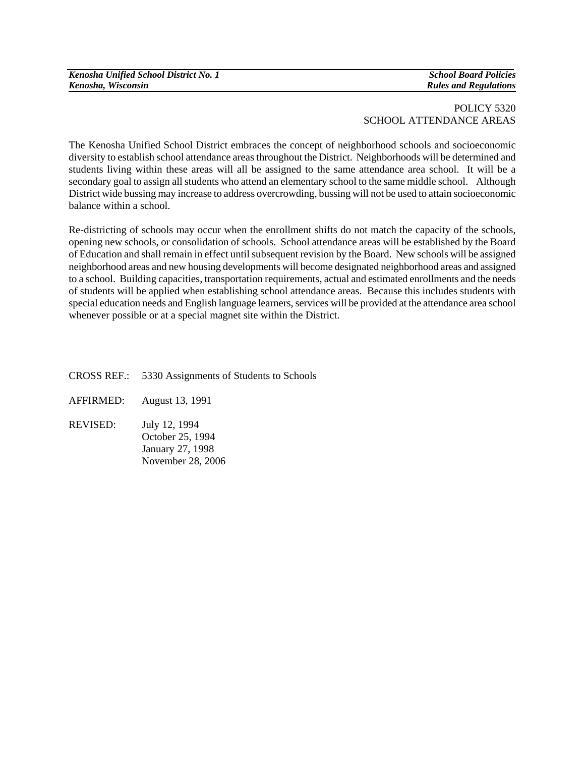# POLICY 5320
## SCHOOL ATTENDANCE AREAS

The Kenosha Unified School District embraces the concept of neighborhood schools and socioeconomic diversity to establish school attendance areas throughout the District. Neighborhoods will be determined and students living within these areas will all be assigned to the same attendance area school. It will be a secondary goal to assign all students who attend an elementary school to the same middle school. Although District wide bussing may increase to address overcrowding, bussing will not be used to attain socioeconomic balance within a school.

Re-districting of schools may occur when the enrollment shifts do not match the capacity of the schools, opening new schools, or consolidation of schools. School attendance areas will be established by the Board of Education and shall remain in effect until subsequent revision by the Board. New schools will be assigned neighborhood areas and new housing developments will become designated neighborhood areas and assigned to a school. Building capacities, transportation requirements, actual and estimated enrollments and the needs of students will be applied when establishing school attendance areas. Because this includes students with special education needs and English language learners, services will be provided at the attendance area school whenever possible or at a special magnet site within the District.

CROSS REF.: 5330 Assignments of Students to Schools

AFFIRMED: August 13, 1991

REVISED: July 12, 1994
October 25, 1994
January 27, 1998
November 28, 2006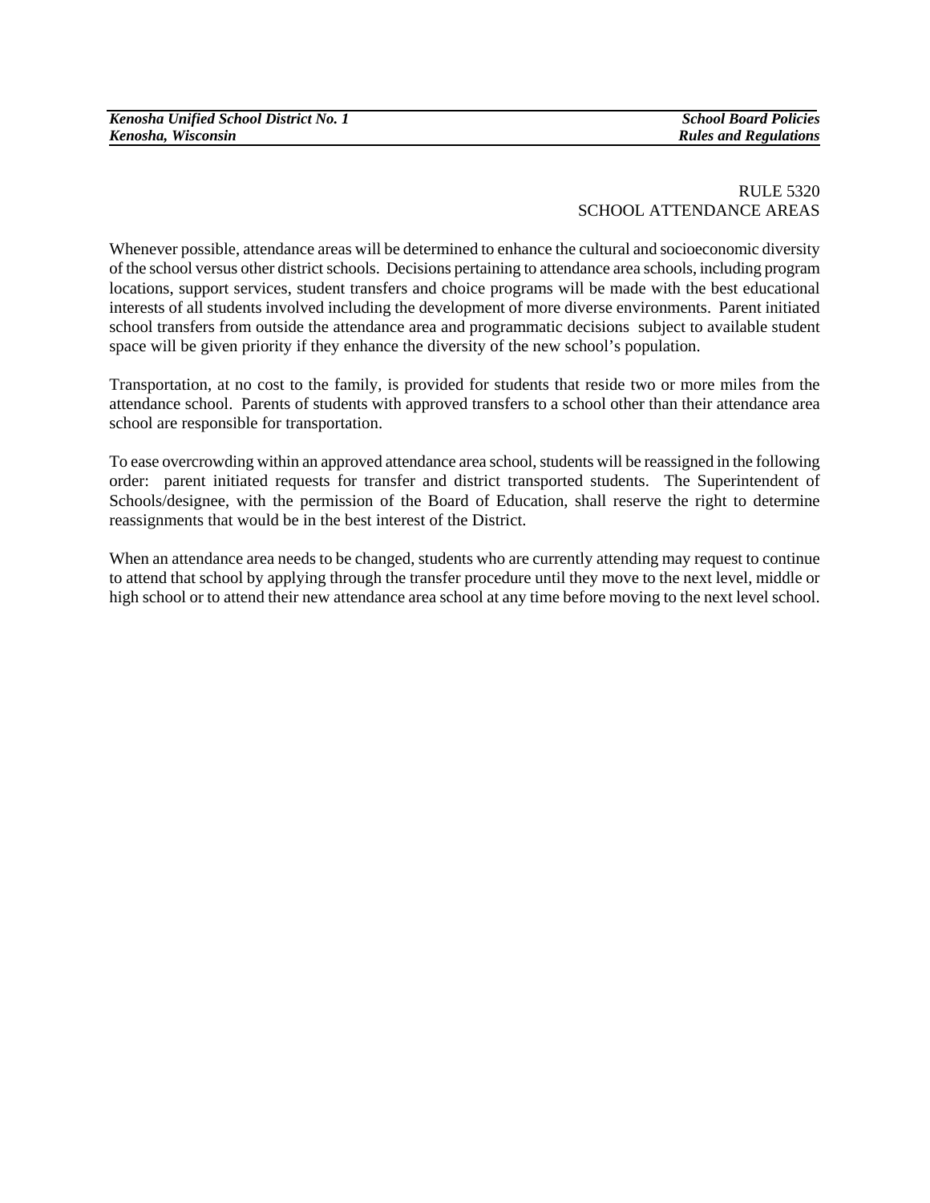RULE 5320
SCHOOL ATTENDANCE AREAS

Whenever possible, attendance areas will be determined to enhance the cultural and socioeconomic diversity of the school versus other district schools. Decisions pertaining to attendance area schools, including program locations, support services, student transfers and choice programs will be made with the best educational interests of all students involved including the development of more diverse environments. Parent initiated school transfers from outside the attendance area and programmatic decisions subject to available student space will be given priority if they enhance the diversity of the new school's population.

Transportation, at no cost to the family, is provided for students that reside two or more miles from the attendance school. Parents of students with approved transfers to a school other than their attendance area school are responsible for transportation.

To ease overcrowding within an approved attendance area school, students will be reassigned in the following order: parent initiated requests for transfer and district transported students. The Superintendent of Schools/designee, with the permission of the Board of Education, shall reserve the right to determine reassignments that would be in the best interest of the District.

When an attendance area needs to be changed, students who are currently attending may request to continue to attend that school by applying through the transfer procedure until they move to the next level, middle or high school or to attend their new attendance area school at any time before moving to the next level school.